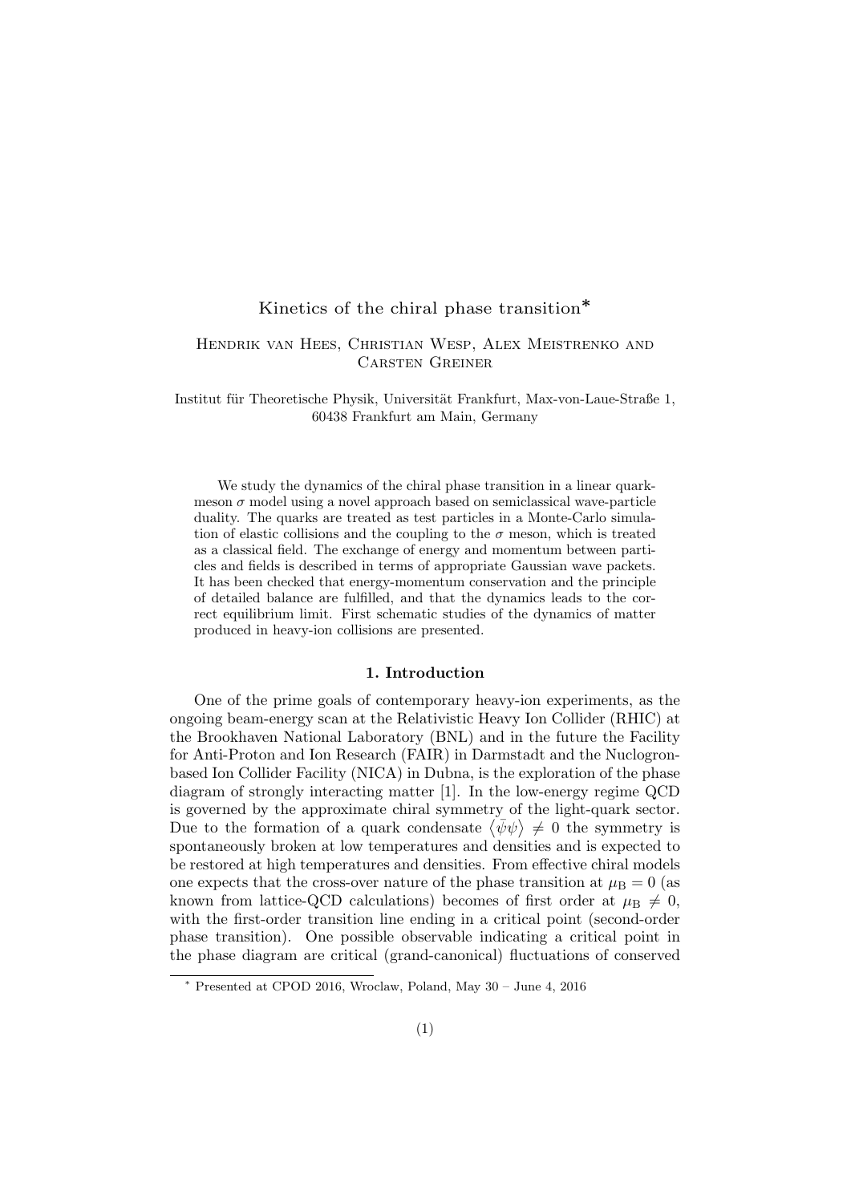# Kinetics of the chiral phase transition*

Hendrik van Hees, Christian Wesp, Alex Meistrenko and Carsten Greiner

Institut für Theoretische Physik, Universität Frankfurt, Max-von-Laue-Straße 1, 60438 Frankfurt am Main, Germany

We study the dynamics of the chiral phase transition in a linear quark-meson $\sigma$ model using a novel approach based on semiclassical wave-particle duality. The quarks are treated as test particles in a Monte-Carlo simulation of elastic collisions and the coupling to the $\sigma$ meson, which is treated as a classical field. The exchange of energy and momentum between particles and fields is described in terms of appropriate Gaussian wave packets. It has been checked that energy-momentum conservation and the principle of detailed balance are fulfilled, and that the dynamics leads to the correct equilibrium limit. First schematic studies of the dynamics of matter produced in heavy-ion collisions are presented.

## 1. Introduction

One of the prime goals of contemporary heavy-ion experiments, as the ongoing beam-energy scan at the Relativistic Heavy Ion Collider (RHIC) at the Brookhaven National Laboratory (BNL) and in the future the Facility for Anti-Proton and Ion Research (FAIR) in Darmstadt and the Nuclogron-based Ion Collider Facility (NICA) in Dubna, is the exploration of the phase diagram of strongly interacting matter [1]. In the low-energy regime QCD is governed by the approximate chiral symmetry of the light-quark sector. Due to the formation of a quark condensate $\langle \bar{\psi}\psi \rangle \neq 0$ the symmetry is spontaneously broken at low temperatures and densities and is expected to be restored at high temperatures and densities. From effective chiral models one expects that the cross-over nature of the phase transition at $\mu_{\mathrm{B}} = 0$ (as known from lattice-QCD calculations) becomes of first order at $\mu_{\mathrm{B}} \neq 0$, with the first-order transition line ending in a critical point (second-order phase transition). One possible observable indicating a critical point in the phase diagram are critical (grand-canonical) fluctuations of conserved

* Presented at CPOD 2016, Wroclaw, Poland, May 30 – June 4, 2016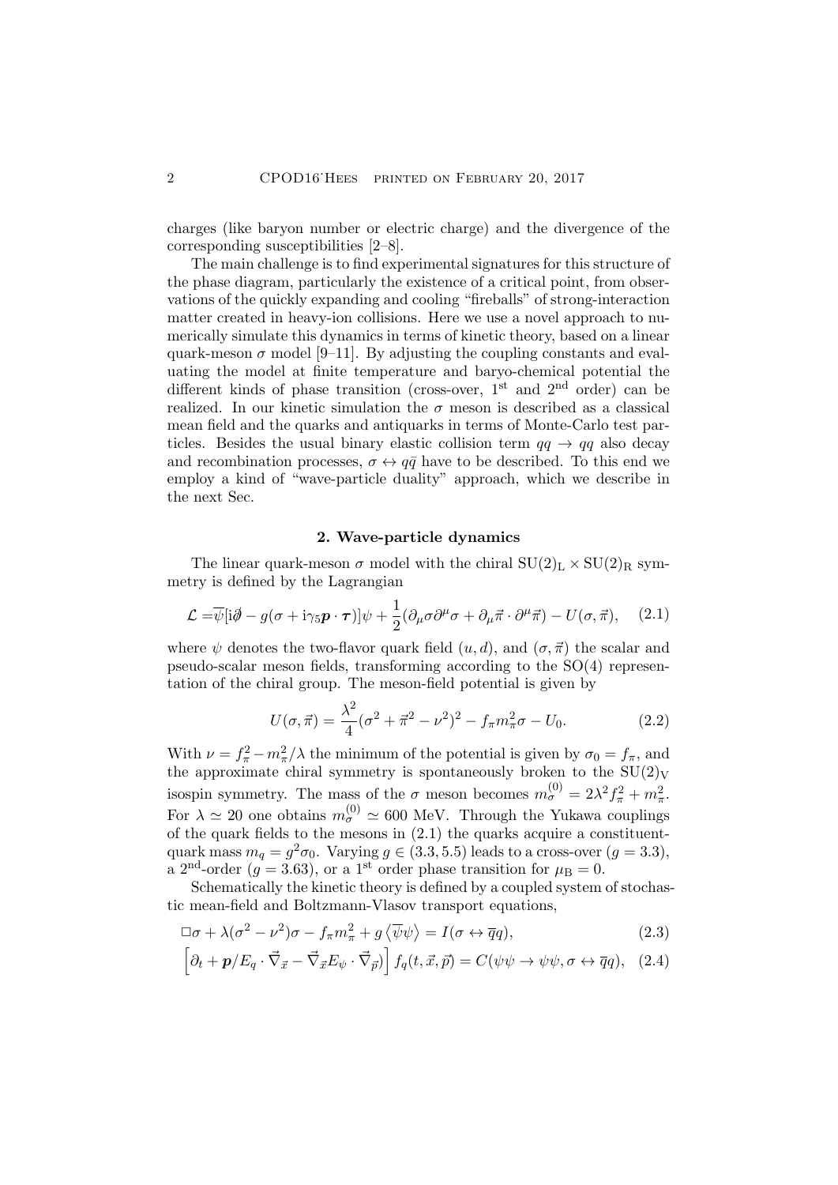charges (like baryon number or electric charge) and the divergence of the corresponding susceptibilities [2–8].

The main challenge is to find experimental signatures for this structure of the phase diagram, particularly the existence of a critical point, from observations of the quickly expanding and cooling "fireballs" of strong-interaction matter created in heavy-ion collisions. Here we use a novel approach to numerically simulate this dynamics in terms of kinetic theory, based on a linear quark-meson $\sigma$ model [9–11]. By adjusting the coupling constants and evaluating the model at finite temperature and baryo-chemical potential the different kinds of phase transition (cross-over, 1$^{\text{st}}$ and 2$^{\text{nd}}$ order) can be realized. In our kinetic simulation the $\sigma$ meson is described as a classical mean field and the quarks and antiquarks in terms of Monte-Carlo test particles. Besides the usual binary elastic collision term $qq \to qq$ also decay and recombination processes, $\sigma \leftrightarrow q\bar{q}$ have to be described. To this end we employ a kind of "wave-particle duality" approach, which we describe in the next Sec.

## 2. Wave-particle dynamics

The linear quark-meson $\sigma$ model with the chiral $\mathrm{SU}(2)_{\mathrm{L}} \times \mathrm{SU}(2)_{\mathrm{R}}$ symmetry is defined by the Lagrangian

$$\mathcal{L} = \overline{\psi}[\mathrm{i}\partial\!\!\!/ - g(\sigma + \mathrm{i}\gamma_5 \boldsymbol{p} \cdot \boldsymbol{\tau})]\psi + \frac{1}{2}(\partial_\mu \sigma \partial^\mu \sigma + \partial_\mu \vec{\pi} \cdot \partial^\mu \vec{\pi}) - U(\sigma, \vec{\pi}), \quad (2.1)$$

where $\psi$ denotes the two-flavor quark field $(u, d)$, and $(\sigma, \vec{\pi})$ the scalar and pseudo-scalar meson fields, transforming according to the SO(4) representation of the chiral group. The meson-field potential is given by

$$U(\sigma, \vec{\pi}) = \frac{\lambda^2}{4}(\sigma^2 + \vec{\pi}^2 - \nu^2)^2 - f_\pi m_\pi^2 \sigma - U_0. \quad (2.2)$$

With $\nu = f_\pi^2 - m_\pi^2/\lambda$ the minimum of the potential is given by $\sigma_0 = f_\pi$, and the approximate chiral symmetry is spontaneously broken to the $\mathrm{SU}(2)_{\mathrm{V}}$ isospin symmetry. The mass of the $\sigma$ meson becomes $m_\sigma^{(0)} = 2\lambda^2 f_\pi^2 + m_\pi^2$. For $\lambda \simeq 20$ one obtains $m_\sigma^{(0)} \simeq 600$ MeV. Through the Yukawa couplings of the quark fields to the mesons in (2.1) the quarks acquire a constituent-quark mass $m_q = g^2 \sigma_0$. Varying $g \in (3.3, 5.5)$ leads to a cross-over ($g = 3.3$), a 2$^{\text{nd}}$-order ($g = 3.63$), or a 1$^{\text{st}}$ order phase transition for $\mu_{\mathrm{B}} = 0$.

Schematically the kinetic theory is defined by a coupled system of stochastic mean-field and Boltzmann-Vlasov transport equations,

$$\Box\sigma + \lambda(\sigma^2 - \nu^2)\sigma - f_\pi m_\pi^2 + g\left\langle \overline{\psi}\psi \right\rangle = I(\sigma \leftrightarrow \overline{q}q), \quad (2.3)$$

$$\left[\partial_t + \boldsymbol{p}/E_q \cdot \vec{\nabla}_{\vec{x}} - \vec{\nabla}_{\vec{x}} E_\psi \cdot \vec{\nabla}_{\vec{p}}\right] f_q(t, \vec{x}, \vec{p}) = C(\psi\psi \to \psi\psi, \sigma \leftrightarrow \overline{q}q), \quad (2.4)$$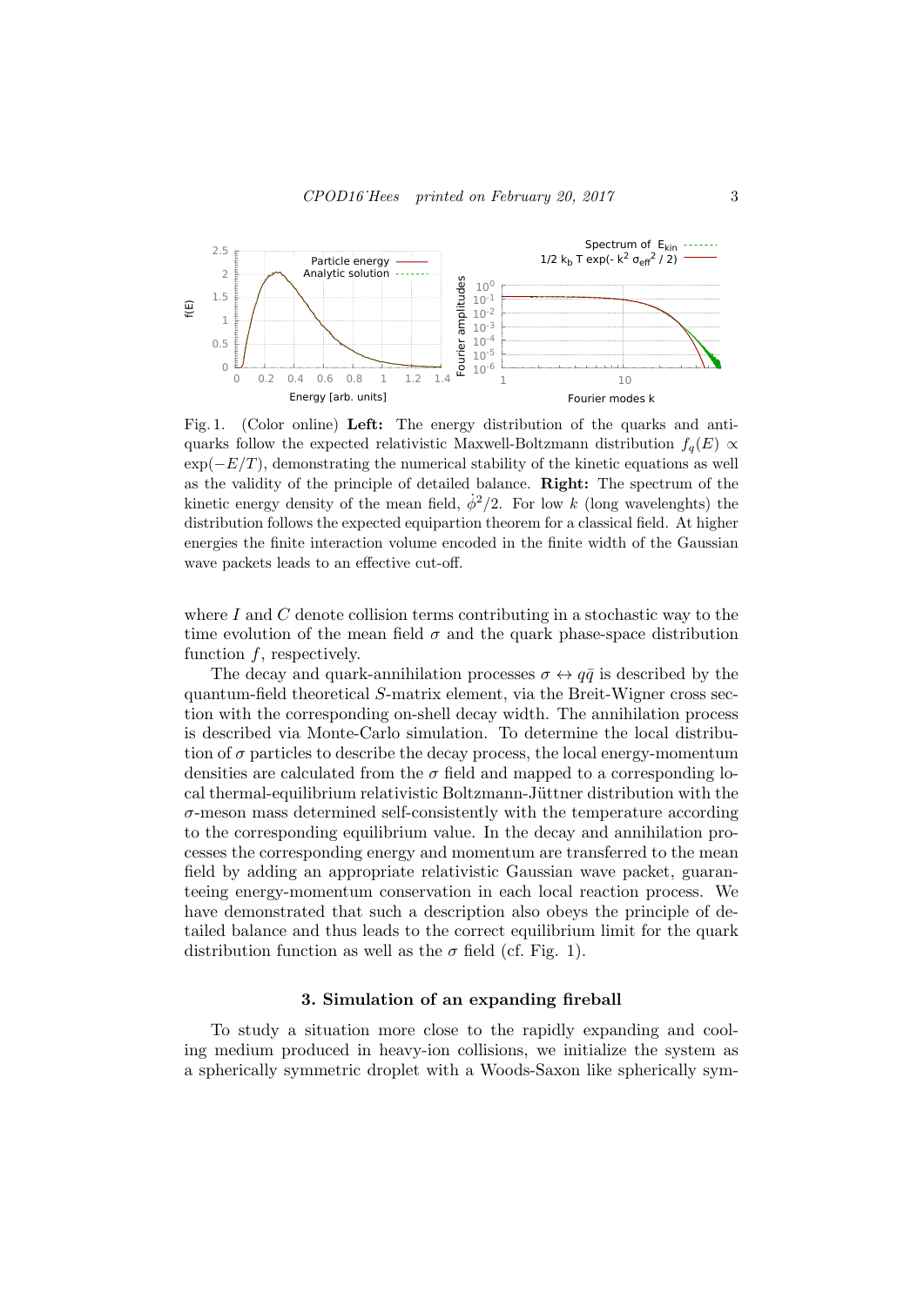Fig. 1. (Color online) **Left:** The energy distribution of the quarks and anti-quarks follow the expected relativistic Maxwell-Boltzmann distribution $f_q(E) \propto \exp(-E/T)$, demonstrating the numerical stability of the kinetic equations as well as the validity of the principle of detailed balance. **Right:** The spectrum of the kinetic energy density of the mean field, $\dot{\phi}^2/2$. For low $k$ (long wavelenghts) the distribution follows the expected equipartion theorem for a classical field. At higher energies the finite interaction volume encoded in the finite width of the Gaussian wave packets leads to an effective cut-off.

where $I$ and $C$ denote collision terms contributing in a stochastic way to the time evolution of the mean field $\sigma$ and the quark phase-space distribution function $f$, respectively.

The decay and quark-annihilation processes $\sigma \leftrightarrow q\bar{q}$ is described by the quantum-field theoretical $S$-matrix element, via the Breit-Wigner cross section with the corresponding on-shell decay width. The annihilation process is described via Monte-Carlo simulation. To determine the local distribution of $\sigma$ particles to describe the decay process, the local energy-momentum densities are calculated from the $\sigma$ field and mapped to a corresponding local thermal-equilibrium relativistic Boltzmann-Jüttner distribution with the $\sigma$-meson mass determined self-consistently with the temperature according to the corresponding equilibrium value. In the decay and annihilation processes the corresponding energy and momentum are transferred to the mean field by adding an appropriate relativistic Gaussian wave packet, guaranteeing energy-momentum conservation in each local reaction process. We have demonstrated that such a description also obeys the principle of detailed balance and thus leads to the correct equilibrium limit for the quark distribution function as well as the $\sigma$ field (cf. Fig. 1).

### 3. Simulation of an expanding fireball

To study a situation more close to the rapidly expanding and cooling medium produced in heavy-ion collisions, we initialize the system as a spherically symmetric droplet with a Woods-Saxon like spherically sym-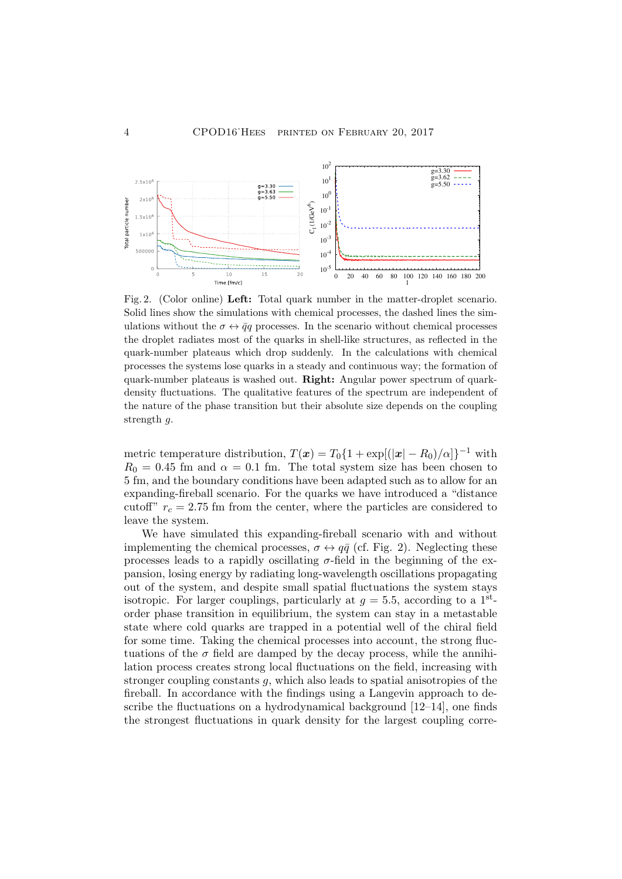Fig. 2. (Color online) **Left:** Total quark number in the matter-droplet scenario. Solid lines show the simulations with chemical processes, the dashed lines the simulations without the $\sigma \leftrightarrow \bar{q}q$ processes. In the scenario without chemical processes the droplet radiates most of the quarks in shell-like structures, as reflected in the quark-number plateaus which drop suddenly. In the calculations with chemical processes the systems lose quarks in a steady and continuous way; the formation of quark-number plateaus is washed out. **Right:** Angular power spectrum of quark-density fluctuations. The qualitative features of the spectrum are independent of the nature of the phase transition but their absolute size depends on the coupling strength $g$.

metric temperature distribution, $T(\boldsymbol{x}) = T_0\{1 + \exp[(|\boldsymbol{x}| - R_0)/\alpha]\}^{-1}$ with $R_0 = 0.45$ fm and $\alpha = 0.1$ fm. The total system size has been chosen to 5 fm, and the boundary conditions have been adapted such as to allow for an expanding-fireball scenario. For the quarks we have introduced a "distance cutoff" $r_c = 2.75$ fm from the center, where the particles are considered to leave the system.

We have simulated this expanding-fireball scenario with and without implementing the chemical processes, $\sigma \leftrightarrow q\bar{q}$ (cf. Fig. 2). Neglecting these processes leads to a rapidly oscillating $\sigma$-field in the beginning of the expansion, losing energy by radiating long-wavelength oscillations propagating out of the system, and despite small spatial fluctuations the system stays isotropic. For larger couplings, particularly at $g = 5.5$, according to a $1^{\text{st}}$-order phase transition in equilibrium, the system can stay in a metastable state where cold quarks are trapped in a potential well of the chiral field for some time. Taking the chemical processes into account, the strong fluctuations of the $\sigma$ field are damped by the decay process, while the annihilation process creates strong local fluctuations on the field, increasing with stronger coupling constants $g$, which also leads to spatial anisotropies of the fireball. In accordance with the findings using a Langevin approach to describe the fluctuations on a hydrodynamical background [12–14], one finds the strongest fluctuations in quark density for the largest coupling corre-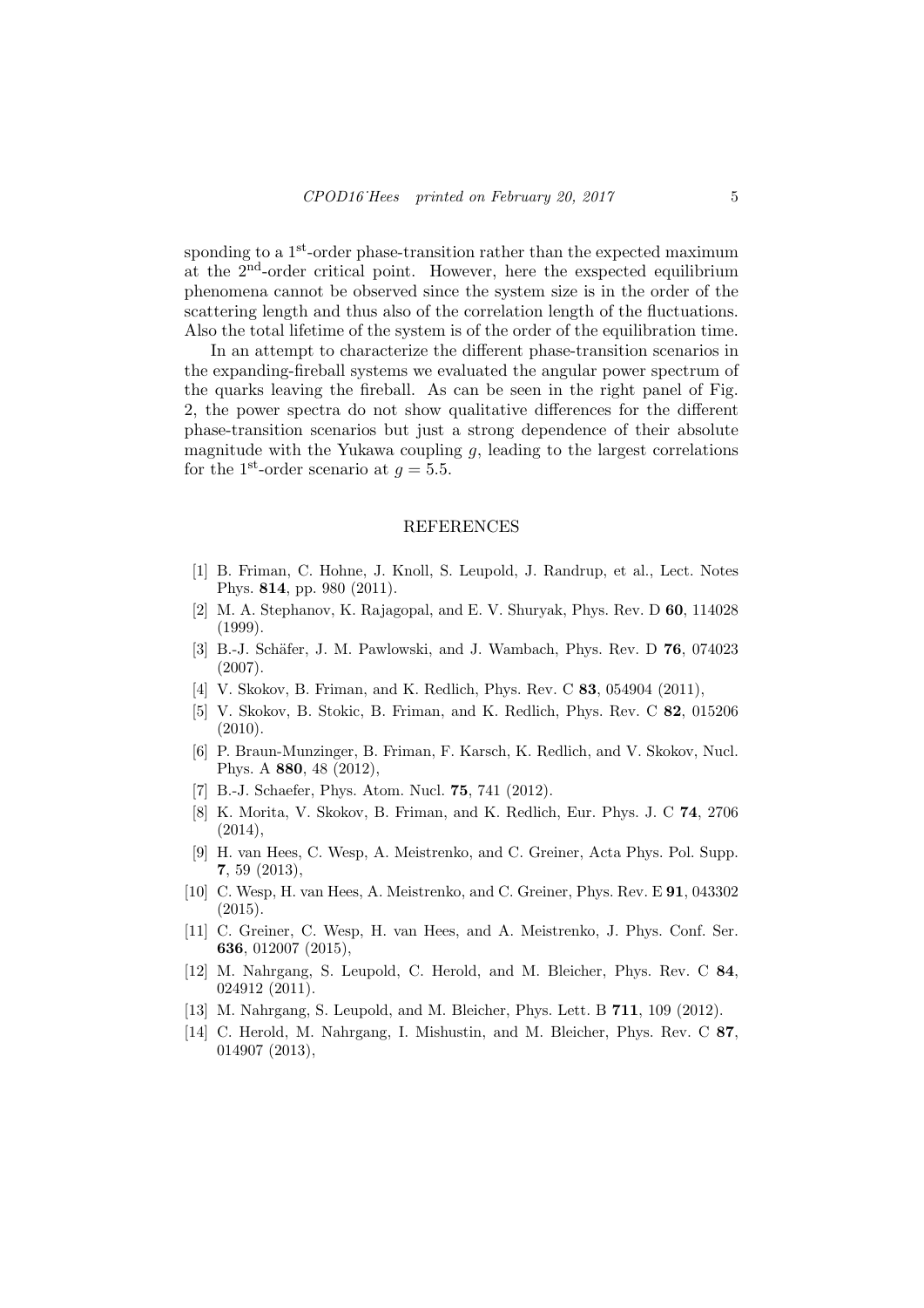sponding to a 1$^{\text{st}}$-order phase-transition rather than the expected maximum at the 2$^{\text{nd}}$-order critical point. However, here the exspected equilibrium phenomena cannot be observed since the system size is in the order of the scattering length and thus also of the correlation length of the fluctuations. Also the total lifetime of the system is of the order of the equilibration time.

In an attempt to characterize the different phase-transition scenarios in the expanding-fireball systems we evaluated the angular power spectrum of the quarks leaving the fireball. As can be seen in the right panel of Fig. 2, the power spectra do not show qualitative differences for the different phase-transition scenarios but just a strong dependence of their absolute magnitude with the Yukawa coupling $g$, leading to the largest correlations for the 1$^{\text{st}}$-order scenario at $g = 5.5$.

## REFERENCES

[1] B. Friman, C. Hohne, J. Knoll, S. Leupold, J. Randrup, et al., Lect. Notes Phys. **814**, pp. 980 (2011).

[2] M. A. Stephanov, K. Rajagopal, and E. V. Shuryak, Phys. Rev. D **60**, 114028 (1999).

[3] B.-J. Schäfer, J. M. Pawlowski, and J. Wambach, Phys. Rev. D **76**, 074023 (2007).

[4] V. Skokov, B. Friman, and K. Redlich, Phys. Rev. C **83**, 054904 (2011),

[5] V. Skokov, B. Stokic, B. Friman, and K. Redlich, Phys. Rev. C **82**, 015206 (2010).

[6] P. Braun-Munzinger, B. Friman, F. Karsch, K. Redlich, and V. Skokov, Nucl. Phys. A **880**, 48 (2012),

[7] B.-J. Schaefer, Phys. Atom. Nucl. **75**, 741 (2012).

[8] K. Morita, V. Skokov, B. Friman, and K. Redlich, Eur. Phys. J. C **74**, 2706 (2014),

[9] H. van Hees, C. Wesp, A. Meistrenko, and C. Greiner, Acta Phys. Pol. Supp. **7**, 59 (2013),

[10] C. Wesp, H. van Hees, A. Meistrenko, and C. Greiner, Phys. Rev. E **91**, 043302 (2015).

[11] C. Greiner, C. Wesp, H. van Hees, and A. Meistrenko, J. Phys. Conf. Ser. **636**, 012007 (2015),

[12] M. Nahrgang, S. Leupold, C. Herold, and M. Bleicher, Phys. Rev. C **84**, 024912 (2011).

[13] M. Nahrgang, S. Leupold, and M. Bleicher, Phys. Lett. B **711**, 109 (2012).

[14] C. Herold, M. Nahrgang, I. Mishustin, and M. Bleicher, Phys. Rev. C **87**, 014907 (2013),